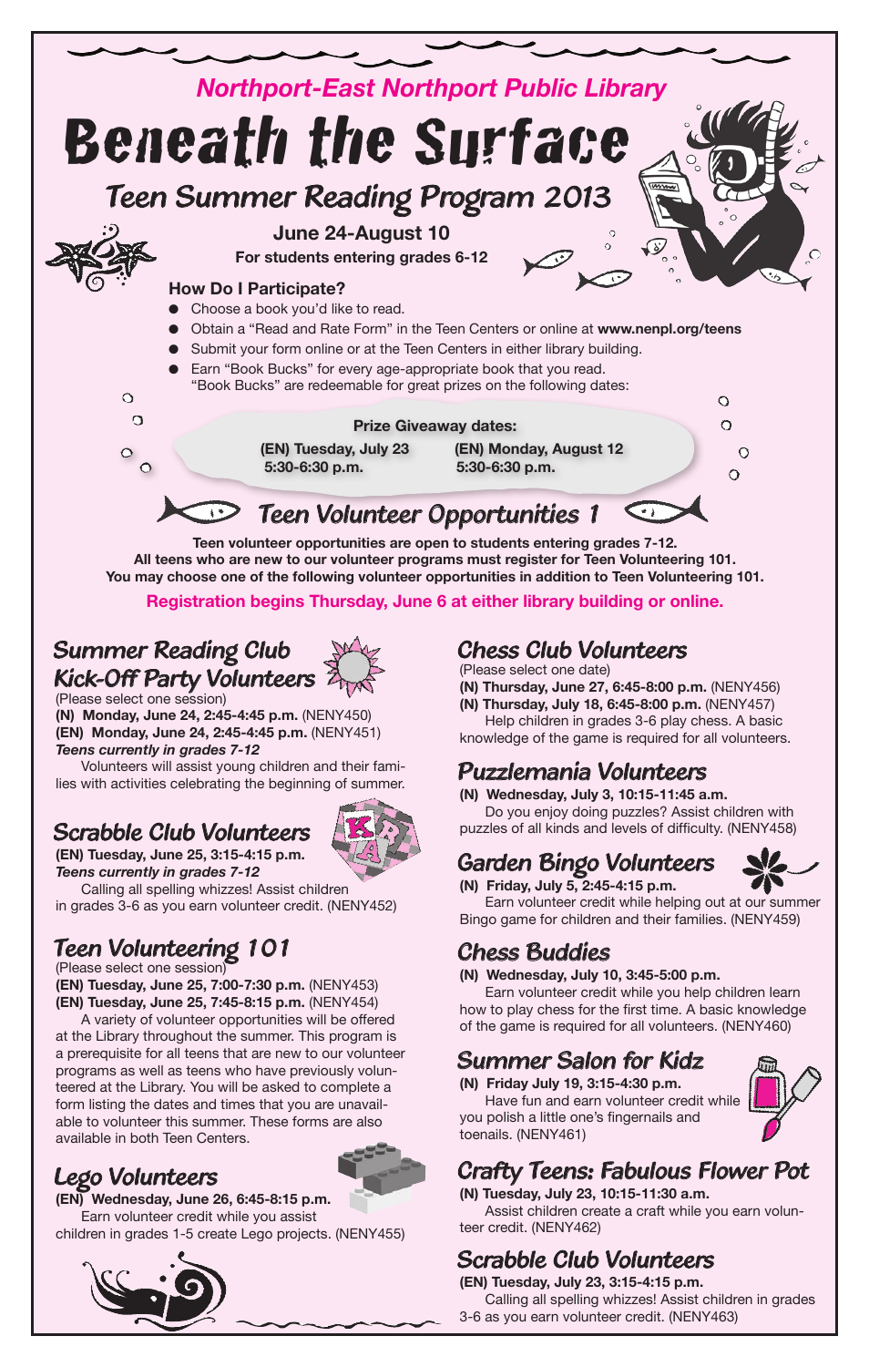*Northport-East Northport Public Library*

# Beneath the Surface

## Teen Summer Reading Program 2013

**June 24-August 10**

**For students entering grades 6-12**

### How Do I Participate?

- Choose a book you'd like to read.
- Obtain a "Read and Rate Form" in the Teen Centers or online at **www.nenpl.org/teens**
- Submit your form online or at the Teen Centers in either library building.
- Earn "Book Bucks" for every age-appropriate book that you read. "Book Bucks" are redeemable for great prizes on the following dates:

**Prize Giveaway dates:**

**(EN) Tuesday, July 23**
**5:30-6:30 p.m.**

**(EN) Monday, August 12**
**5:30-6:30 p.m.**

## Teen Volunteer Opportunities 1

**Teen volunteer opportunities are open to students entering grades 7-12.**
**All teens who are new to our volunteer programs must register for Teen Volunteering 101.**
**You may choose one of the following volunteer opportunities in addition to Teen Volunteering 101.**

**Registration begins Thursday, June 6 at either library building or online.**

### Summer Reading Club Kick-Off Party Volunteers

(Please select one session)
**(N) Monday, June 24, 2:45-4:45 p.m.** (NENY450)
**(EN) Monday, June 24, 2:45-4:45 p.m.** (NENY451)
***Teens currently in grades 7-12***

Volunteers will assist young children and their families with activities celebrating the beginning of summer.

### Scrabble Club Volunteers

**(EN) Tuesday, June 25, 3:15-4:15 p.m.**
***Teens currently in grades 7-12***

Calling all spelling whizzes! Assist children in grades 3-6 as you earn volunteer credit. (NENY452)

### Teen Volunteering 101

(Please select one session)
**(EN) Tuesday, June 25, 7:00-7:30 p.m.** (NENY453)
**(EN) Tuesday, June 25, 7:45-8:15 p.m.** (NENY454)

A variety of volunteer opportunities will be offered at the Library throughout the summer. This program is a prerequisite for all teens that are new to our volunteer programs as well as teens who have previously volunteered at the Library. You will be asked to complete a form listing the dates and times that you are unavailable to volunteer this summer. These forms are also available in both Teen Centers.

### Lego Volunteers

**(EN) Wednesday, June 26, 6:45-8:15 p.m.**

Earn volunteer credit while you assist children in grades 1-5 create Lego projects. (NENY455)

### Chess Club Volunteers

(Please select one date)
**(N) Thursday, June 27, 6:45-8:00 p.m.** (NENY456)
**(N) Thursday, July 18, 6:45-8:00 p.m.** (NENY457)

Help children in grades 3-6 play chess. A basic knowledge of the game is required for all volunteers.

### Puzzlemania Volunteers

**(N) Wednesday, July 3, 10:15-11:45 a.m.**

Do you enjoy doing puzzles? Assist children with puzzles of all kinds and levels of difficulty. (NENY458)

### Garden Bingo Volunteers

**(N) Friday, July 5, 2:45-4:15 p.m.**

Earn volunteer credit while helping out at our summer Bingo game for children and their families. (NENY459)

### Chess Buddies

**(N) Wednesday, July 10, 3:45-5:00 p.m.**

Earn volunteer credit while you help children learn how to play chess for the first time. A basic knowledge of the game is required for all volunteers. (NENY460)

### Summer Salon for Kidz

**(N) Friday July 19, 3:15-4:30 p.m.**

Have fun and earn volunteer credit while you polish a little one's fingernails and toenails. (NENY461)

### Crafty Teens: Fabulous Flower Pot

**(N) Tuesday, July 23, 10:15-11:30 a.m.**

Assist children create a craft while you earn volunteer credit. (NENY462)

### Scrabble Club Volunteers

**(EN) Tuesday, July 23, 3:15-4:15 p.m.**

Calling all spelling whizzes! Assist children in grades 3-6 as you earn volunteer credit. (NENY463)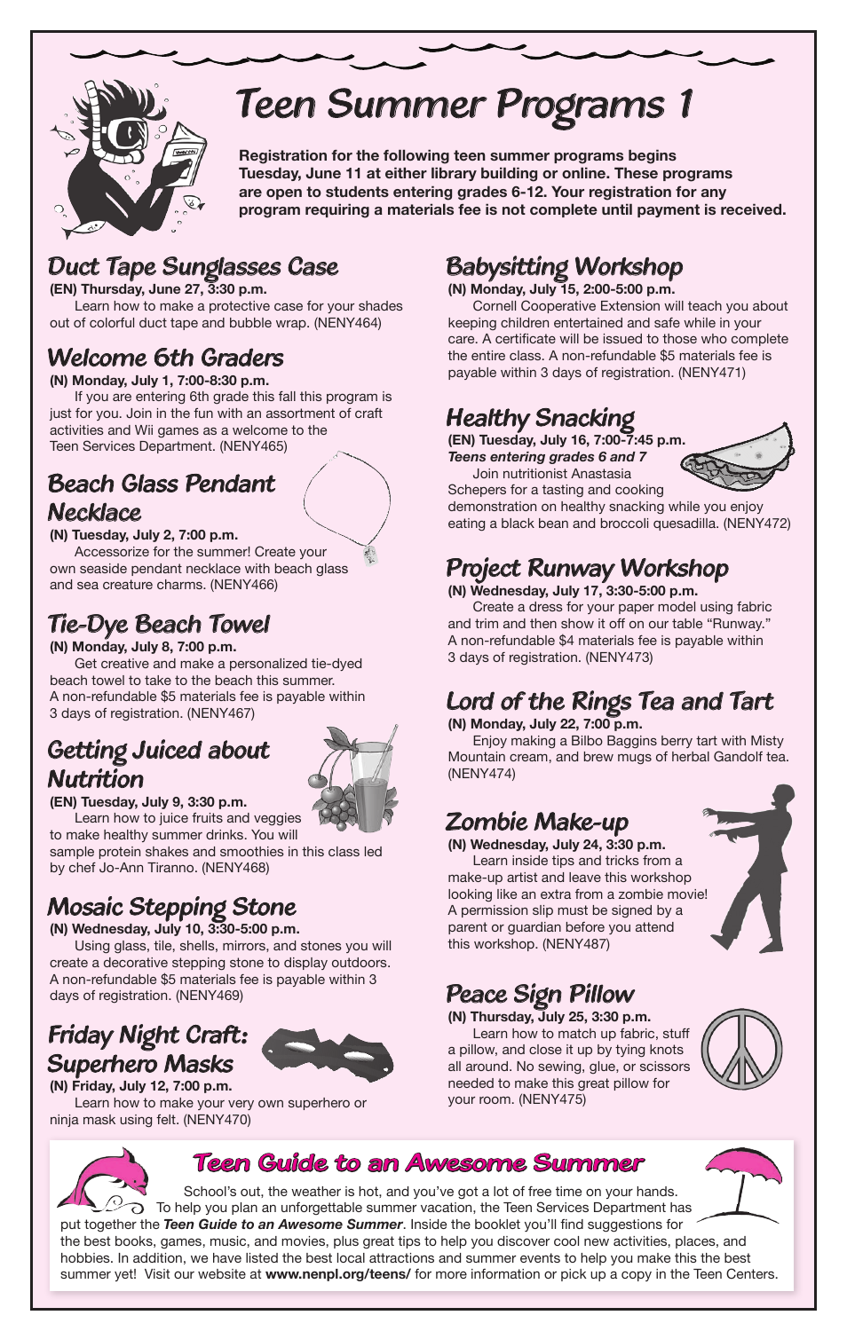# Teen Summer Programs 1

**Registration for the following teen summer programs begins Tuesday, June 11 at either library building or online. These programs are open to students entering grades 6-12. Your registration for any program requiring a materials fee is not complete until payment is received.**

## Duct Tape Sunglasses Case

**(EN) Thursday, June 27, 3:30 p.m.**

Learn how to make a protective case for your shades out of colorful duct tape and bubble wrap. (NENY464)

## Welcome 6th Graders

**(N) Monday, July 1, 7:00-8:30 p.m.**

If you are entering 6th grade this fall this program is just for you. Join in the fun with an assortment of craft activities and Wii games as a welcome to the Teen Services Department. (NENY465)

## Beach Glass Pendant Necklace

**(N) Tuesday, July 2, 7:00 p.m.**

Accessorize for the summer! Create your own seaside pendant necklace with beach glass and sea creature charms. (NENY466)

## Tie-Dye Beach Towel

**(N) Monday, July 8, 7:00 p.m.**

Get creative and make a personalized tie-dyed beach towel to take to the beach this summer. A non-refundable $5 materials fee is payable within 3 days of registration. (NENY467)

## Getting Juiced about Nutrition

**(EN) Tuesday, July 9, 3:30 p.m.**

Learn how to juice fruits and veggies to make healthy summer drinks. You will sample protein shakes and smoothies in this class led by chef Jo-Ann Tiranno. (NENY468)

## Mosaic Stepping Stone

**(N) Wednesday, July 10, 3:30-5:00 p.m.**

Using glass, tile, shells, mirrors, and stones you will create a decorative stepping stone to display outdoors. A non-refundable $5 materials fee is payable within 3 days of registration. (NENY469)

## Friday Night Craft: Superhero Masks

**(N) Friday, July 12, 7:00 p.m.**

Learn how to make your very own superhero or ninja mask using felt. (NENY470)

## Babysitting Workshop

**(N) Monday, July 15, 2:00-5:00 p.m.**

Cornell Cooperative Extension will teach you about keeping children entertained and safe while in your care. A certificate will be issued to those who complete the entire class. A non-refundable $5 materials fee is payable within 3 days of registration. (NENY471)

## Healthy Snacking

**(EN) Tuesday, July 16, 7:00-7:45 p.m.**
***Teens entering grades 6 and 7***

Join nutritionist Anastasia Schepers for a tasting and cooking demonstration on healthy snacking while you enjoy eating a black bean and broccoli quesadilla. (NENY472)

## Project Runway Workshop

**(N) Wednesday, July 17, 3:30-5:00 p.m.**

Create a dress for your paper model using fabric and trim and then show it off on our table "Runway." A non-refundable $4 materials fee is payable within 3 days of registration. (NENY473)

## Lord of the Rings Tea and Tart

**(N) Monday, July 22, 7:00 p.m.**

Enjoy making a Bilbo Baggins berry tart with Misty Mountain cream, and brew mugs of herbal Gandolf tea. (NENY474)

## Zombie Make-up

**(N) Wednesday, July 24, 3:30 p.m.**

Learn inside tips and tricks from a make-up artist and leave this workshop looking like an extra from a zombie movie! A permission slip must be signed by a parent or guardian before you attend this workshop. (NENY487)

## Peace Sign Pillow

**(N) Thursday, July 25, 3:30 p.m.**

Learn how to match up fabric, stuff a pillow, and close it up by tying knots all around. No sewing, glue, or scissors needed to make this great pillow for your room. (NENY475)

## Teen Guide to an Awesome Summer

School's out, the weather is hot, and you've got a lot of free time on your hands. To help you plan an unforgettable summer vacation, the Teen Services Department has put together the ***Teen Guide to an Awesome Summer***. Inside the booklet you'll find suggestions for the best books, games, music, and movies, plus great tips to help you discover cool new activities, places, and hobbies. In addition, we have listed the best local attractions and summer events to help you make this the best summer yet! Visit our website at **www.nenpl.org/teens/** for more information or pick up a copy in the Teen Centers.